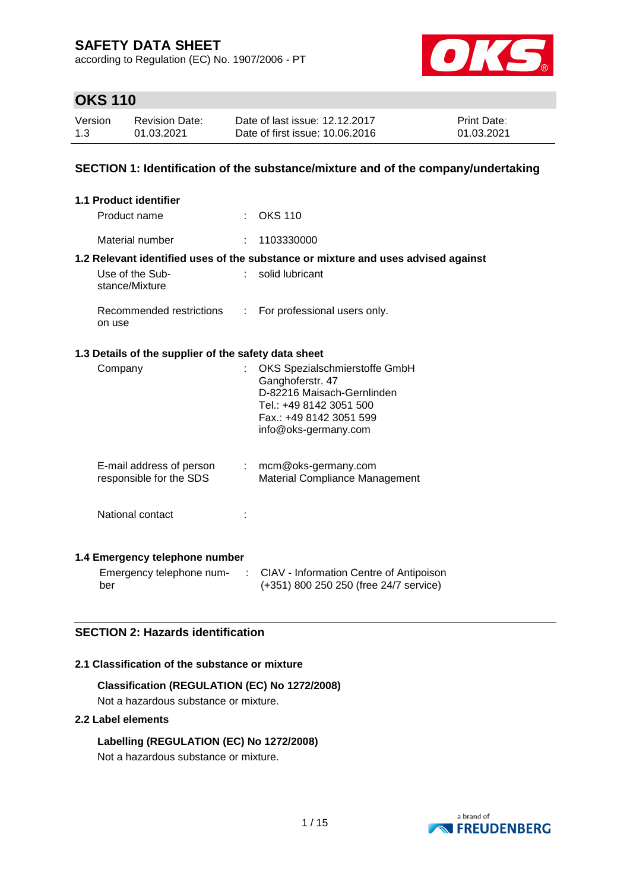# SAFETY DATA SHEET

according to Regulation (EC) No. 1907/2006 - PT

## OKS 110

| Version | Revision Date: | Date of last issue: 12.12.2017 | Print Date: |
|---|---|---|---|
| 1.3 | 01.03.2021 | Date of first issue: 10.06.2016 | 01.03.2021 |

## SECTION 1: Identification of the substance/mixture and of the company/undertaking

### 1.1 Product identifier

Product name : OKS 110

Material number : 1103330000

### 1.2 Relevant identified uses of the substance or mixture and uses advised against

Use of the Substance/Mixture : solid lubricant

Recommended restrictions on use : For professional users only.

### 1.3 Details of the supplier of the safety data sheet

Company : OKS Spezialschmierstoffe GmbH
Ganghoferstr. 47
D-82216 Maisach-Gernlinden
Tel.: +49 8142 3051 500
Fax.: +49 8142 3051 599
info@oks-germany.com

E-mail address of person responsible for the SDS : mcm@oks-germany.com
Material Compliance Management

National contact :

### 1.4 Emergency telephone number

Emergency telephone number : CIAV - Information Centre of Antipoison
(+351) 800 250 250 (free 24/7 service)

## SECTION 2: Hazards identification

### 2.1 Classification of the substance or mixture

**Classification (REGULATION (EC) No 1272/2008)**

Not a hazardous substance or mixture.

### 2.2 Label elements

**Labelling (REGULATION (EC) No 1272/2008)**

Not a hazardous substance or mixture.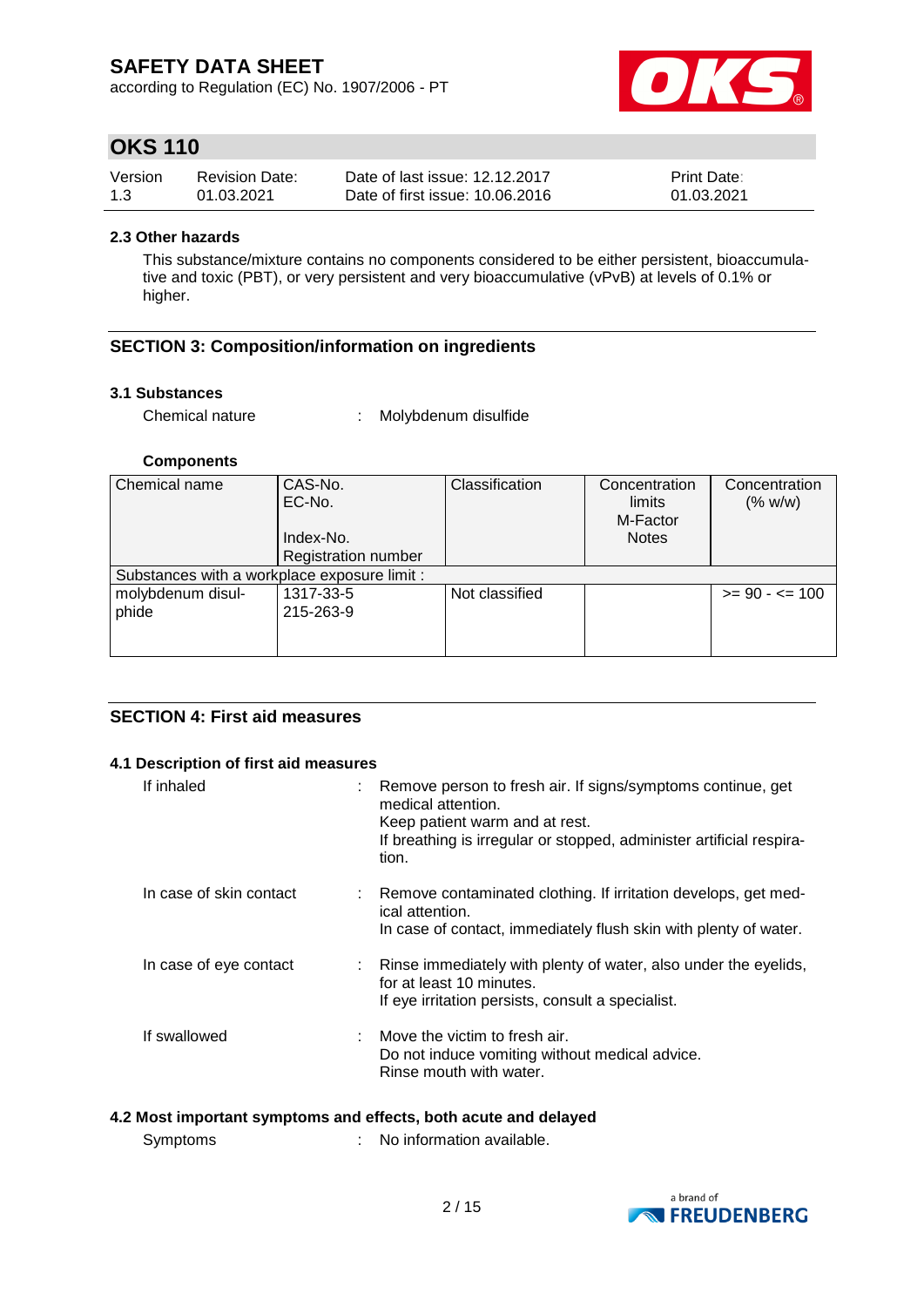### 2.3 Other hazards

This substance/mixture contains no components considered to be either persistent, bioaccumulative and toxic (PBT), or very persistent and very bioaccumulative (vPvB) at levels of 0.1% or higher.

## SECTION 3: Composition/information on ingredients

### 3.1 Substances

Chemical nature : Molybdenum disulfide

**Components**

| Chemical name | CAS-No.<br>EC-No.<br><br>Index-No.<br>Registration number | Classification | Concentration limits<br>M-Factor<br>Notes | Concentration (% w/w) |
|---|---|---|---|---|
| Substances with a workplace exposure limit : | | | | |
| molybdenum disulphide | 1317-33-5<br>215-263-9 | Not classified | | >= 90 - <= 100 |

## SECTION 4: First aid measures

### 4.1 Description of first aid measures

If inhaled : Remove person to fresh air. If signs/symptoms continue, get medical attention.
Keep patient warm and at rest.
If breathing is irregular or stopped, administer artificial respiration.

In case of skin contact : Remove contaminated clothing. If irritation develops, get medical attention.
In case of contact, immediately flush skin with plenty of water.

In case of eye contact : Rinse immediately with plenty of water, also under the eyelids, for at least 10 minutes.
If eye irritation persists, consult a specialist.

If swallowed : Move the victim to fresh air.
Do not induce vomiting without medical advice.
Rinse mouth with water.

### 4.2 Most important symptoms and effects, both acute and delayed

Symptoms : No information available.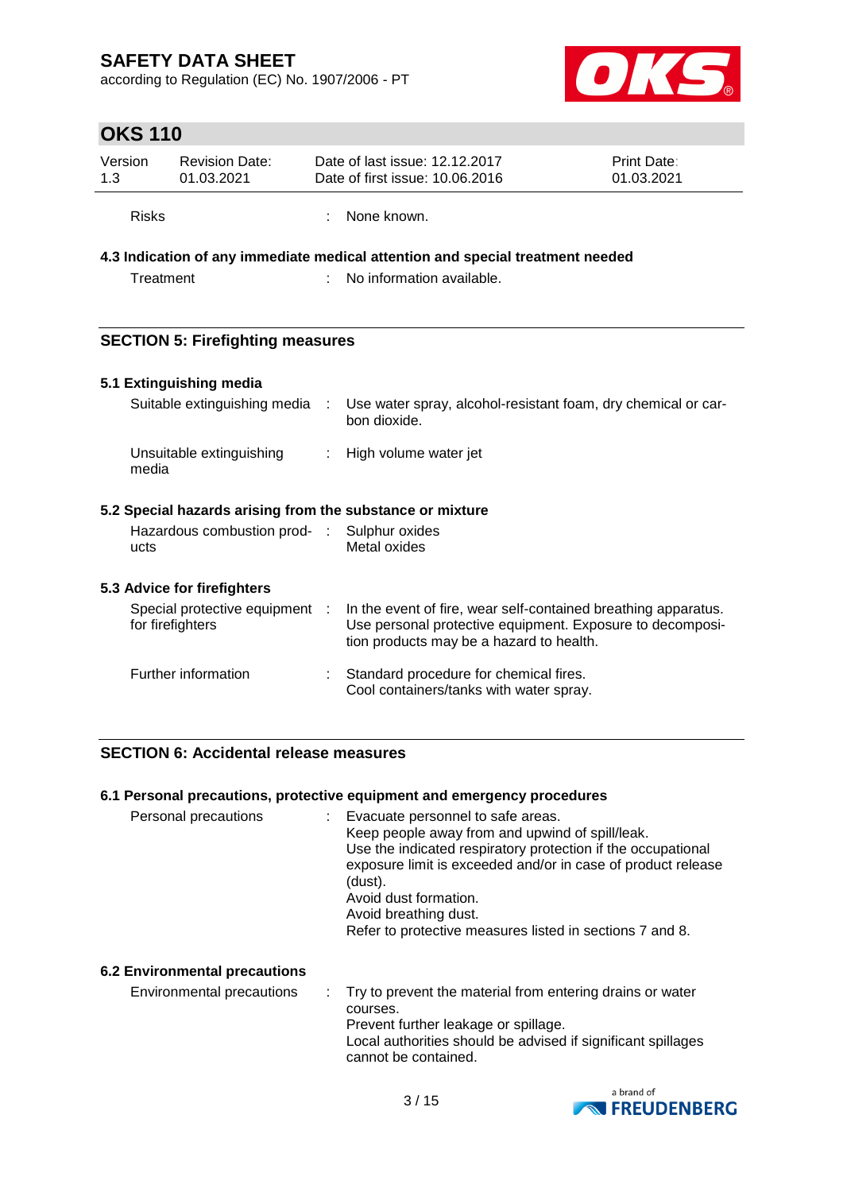Risks : None known.

### 4.3 Indication of any immediate medical attention and special treatment needed

Treatment : No information available.

## SECTION 5: Firefighting measures

### 5.1 Extinguishing media

| | |
|---|---|
| Suitable extinguishing media | Use water spray, alcohol-resistant foam, dry chemical or carbon dioxide. |
| Unsuitable extinguishing media | High volume water jet |

### 5.2 Special hazards arising from the substance or mixture

| | |
|---|---|
| Hazardous combustion products | Sulphur oxides<br>Metal oxides |

### 5.3 Advice for firefighters

| | |
|---|---|
| Special protective equipment for firefighters | In the event of fire, wear self-contained breathing apparatus. Use personal protective equipment. Exposure to decomposition products may be a hazard to health. |
| Further information | Standard procedure for chemical fires.<br>Cool containers/tanks with water spray. |

## SECTION 6: Accidental release measures

### 6.1 Personal precautions, protective equipment and emergency procedures

Personal precautions :

Evacuate personnel to safe areas.
Keep people away from and upwind of spill/leak.
Use the indicated respiratory protection if the occupational exposure limit is exceeded and/or in case of product release (dust).
Avoid dust formation.
Avoid breathing dust.
Refer to protective measures listed in sections 7 and 8.

### 6.2 Environmental precautions

Environmental precautions :

Try to prevent the material from entering drains or water courses.
Prevent further leakage or spillage.
Local authorities should be advised if significant spillages cannot be contained.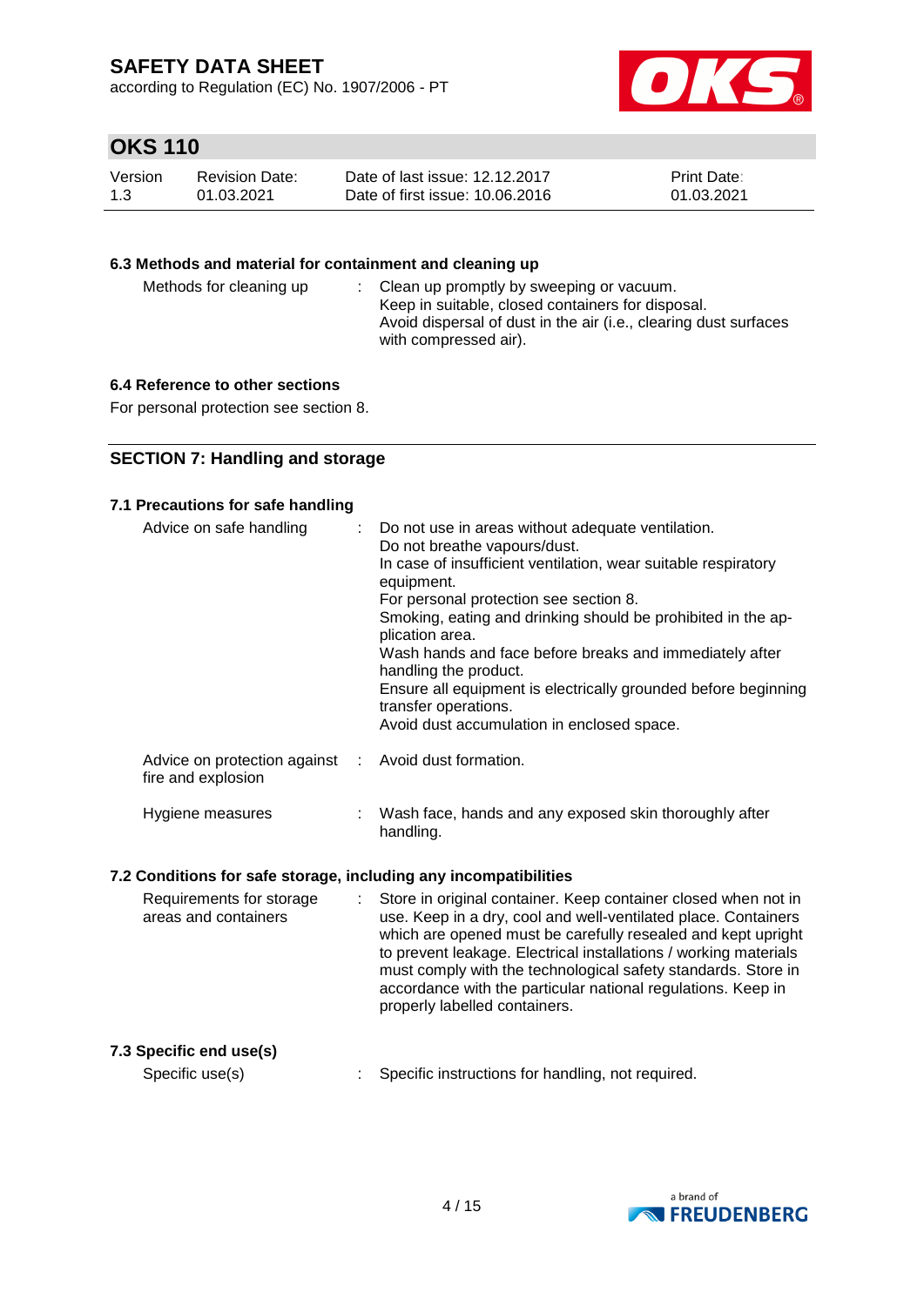### 6.3 Methods and material for containment and cleaning up

| | |
|---|---|
| Methods for cleaning up | : Clean up promptly by sweeping or vacuum.<br>Keep in suitable, closed containers for disposal.<br>Avoid dispersal of dust in the air (i.e., clearing dust surfaces with compressed air). |

### 6.4 Reference to other sections

For personal protection see section 8.

## SECTION 7: Handling and storage

### 7.1 Precautions for safe handling

| | |
|---|---|
| Advice on safe handling | : Do not use in areas without adequate ventilation.<br>Do not breathe vapours/dust.<br>In case of insufficient ventilation, wear suitable respiratory equipment.<br>For personal protection see section 8.<br>Smoking, eating and drinking should be prohibited in the application area.<br>Wash hands and face before breaks and immediately after handling the product.<br>Ensure all equipment is electrically grounded before beginning transfer operations.<br>Avoid dust accumulation in enclosed space. |
| Advice on protection against fire and explosion | : Avoid dust formation. |
| Hygiene measures | : Wash face, hands and any exposed skin thoroughly after handling. |

### 7.2 Conditions for safe storage, including any incompatibilities

| | |
|---|---|
| Requirements for storage areas and containers | : Store in original container. Keep container closed when not in use. Keep in a dry, cool and well-ventilated place. Containers which are opened must be carefully resealed and kept upright to prevent leakage. Electrical installations / working materials must comply with the technological safety standards. Store in accordance with the particular national regulations. Keep in properly labelled containers. |

### 7.3 Specific end use(s)

| | |
|---|---|
| Specific use(s) | : Specific instructions for handling, not required. |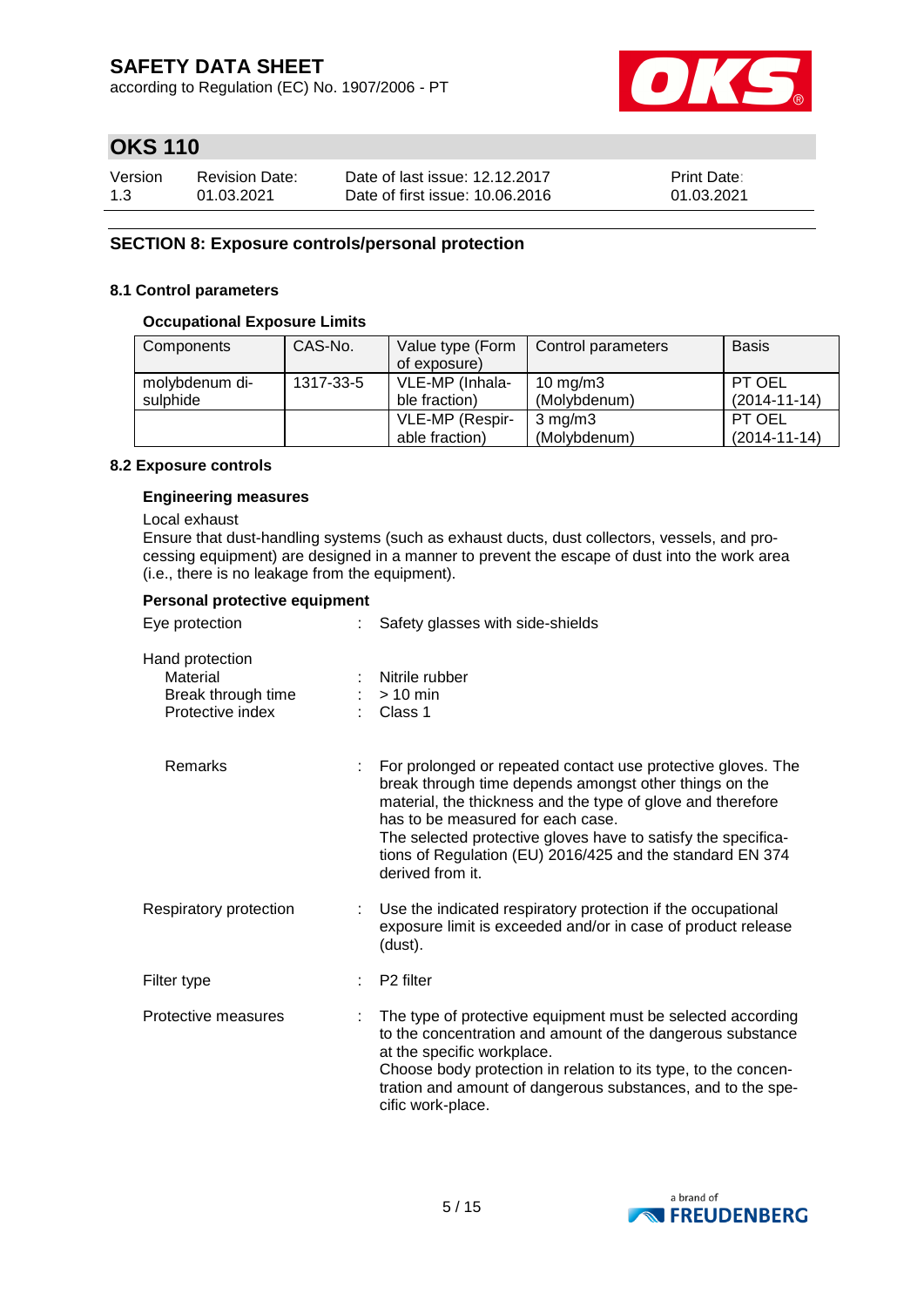## SECTION 8: Exposure controls/personal protection

### 8.1 Control parameters

#### Occupational Exposure Limits

| Components | CAS-No. | Value type (Form of exposure) | Control parameters | Basis |
|---|---|---|---|---|
| molybdenum di-sulphide | 1317-33-5 | VLE-MP (Inhalable fraction) | 10 mg/m3 (Molybdenum) | PT OEL (2014-11-14) |
| | | VLE-MP (Respirable fraction) | 3 mg/m3 (Molybdenum) | PT OEL (2014-11-14) |

### 8.2 Exposure controls

#### Engineering measures

Local exhaust
Ensure that dust-handling systems (such as exhaust ducts, dust collectors, vessels, and processing equipment) are designed in a manner to prevent the escape of dust into the work area (i.e., there is no leakage from the equipment).

#### Personal protective equipment

Eye protection : Safety glasses with side-shields

Hand protection
- Material : Nitrile rubber
- Break through time : > 10 min
- Protective index : Class 1

Remarks : For prolonged or repeated contact use protective gloves. The break through time depends amongst other things on the material, the thickness and the type of glove and therefore has to be measured for each case.
The selected protective gloves have to satisfy the specifications of Regulation (EU) 2016/425 and the standard EN 374 derived from it.

Respiratory protection : Use the indicated respiratory protection if the occupational exposure limit is exceeded and/or in case of product release (dust).

Filter type : P2 filter

Protective measures : The type of protective equipment must be selected according to the concentration and amount of the dangerous substance at the specific workplace.
Choose body protection in relation to its type, to the concentration and amount of dangerous substances, and to the specific work-place.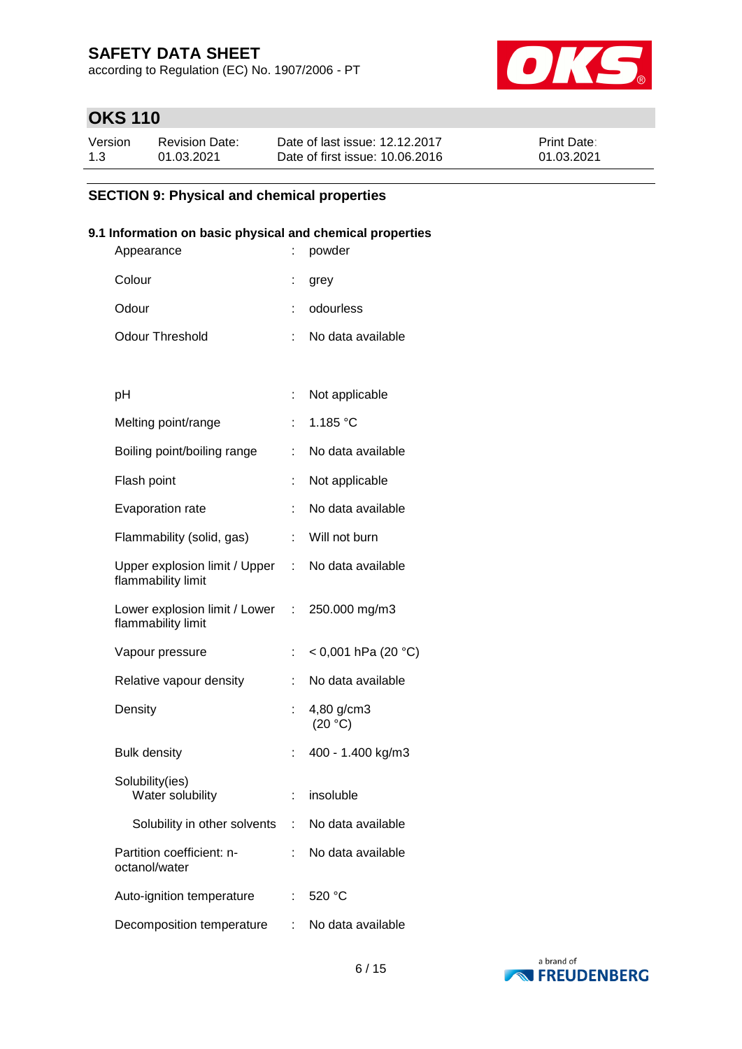## SECTION 9: Physical and chemical properties

### 9.1 Information on basic physical and chemical properties

| Property | | Value |
|---|---|---|
| Appearance | : | powder |
| Colour | : | grey |
| Odour | : | odourless |
| Odour Threshold | : | No data available |
| pH | : | Not applicable |
| Melting point/range | : | 1.185 °C |
| Boiling point/boiling range | : | No data available |
| Flash point | : | Not applicable |
| Evaporation rate | : | No data available |
| Flammability (solid, gas) | : | Will not burn |
| Upper explosion limit / Upper flammability limit | : | No data available |
| Lower explosion limit / Lower flammability limit | : | 250.000 mg/m3 |
| Vapour pressure | : | < 0,001 hPa (20 °C) |
| Relative vapour density | : | No data available |
| Density | : | 4,80 g/cm3 (20 °C) |
| Bulk density | : | 400 - 1.400 kg/m3 |
| Solubility(ies) | | |
| Water solubility | : | insoluble |
| Solubility in other solvents | : | No data available |
| Partition coefficient: n-octanol/water | : | No data available |
| Auto-ignition temperature | : | 520 °C |
| Decomposition temperature | : | No data available |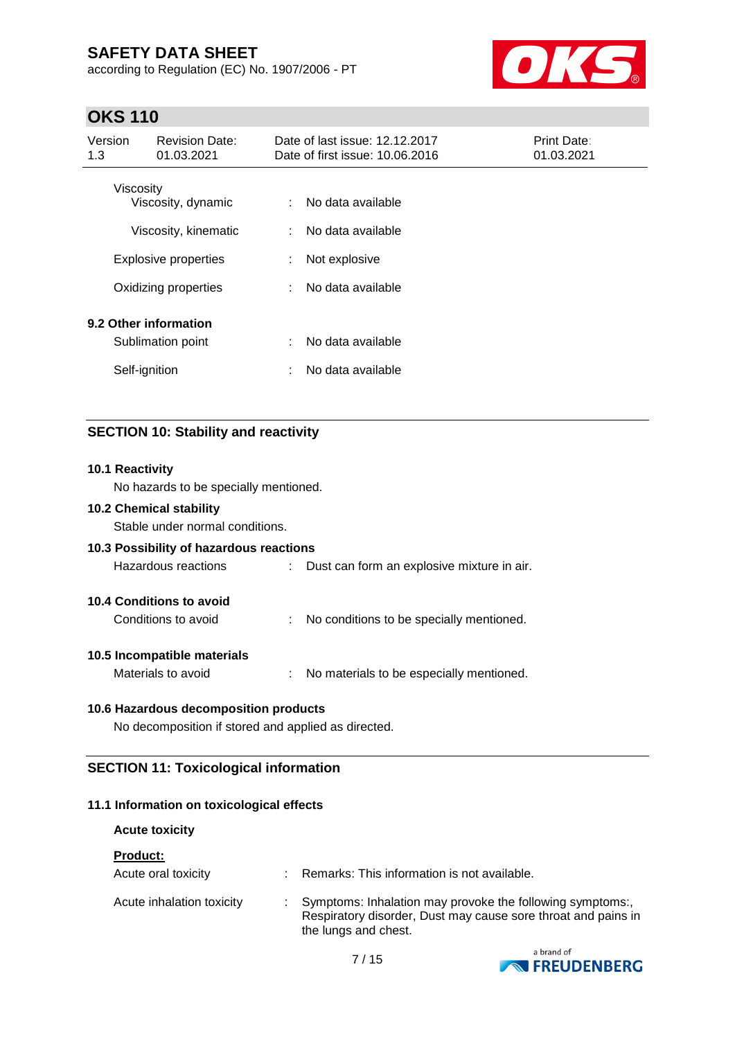Viscosity

| | | |
|---|---|---|
| Viscosity, dynamic | : | No data available |
| Viscosity, kinematic | : | No data available |
| Explosive properties | : | Not explosive |
| Oxidizing properties | : | No data available |

**9.2 Other information**

| | | |
|---|---|---|
| Sublimation point | : | No data available |
| Self-ignition | : | No data available |

## SECTION 10: Stability and reactivity

**10.1 Reactivity**

No hazards to be specially mentioned.

**10.2 Chemical stability**

Stable under normal conditions.

**10.3 Possibility of hazardous reactions**

Hazardous reactions : Dust can form an explosive mixture in air.

**10.4 Conditions to avoid**

Conditions to avoid : No conditions to be specially mentioned.

**10.5 Incompatible materials**

Materials to avoid : No materials to be especially mentioned.

**10.6 Hazardous decomposition products**

No decomposition if stored and applied as directed.

## SECTION 11: Toxicological information

**11.1 Information on toxicological effects**

**Acute toxicity**

**Product:**

| | | |
|---|---|---|
| Acute oral toxicity | : | Remarks: This information is not available. |
| Acute inhalation toxicity | : | Symptoms: Inhalation may provoke the following symptoms:, Respiratory disorder, Dust may cause sore throat and pains in the lungs and chest. |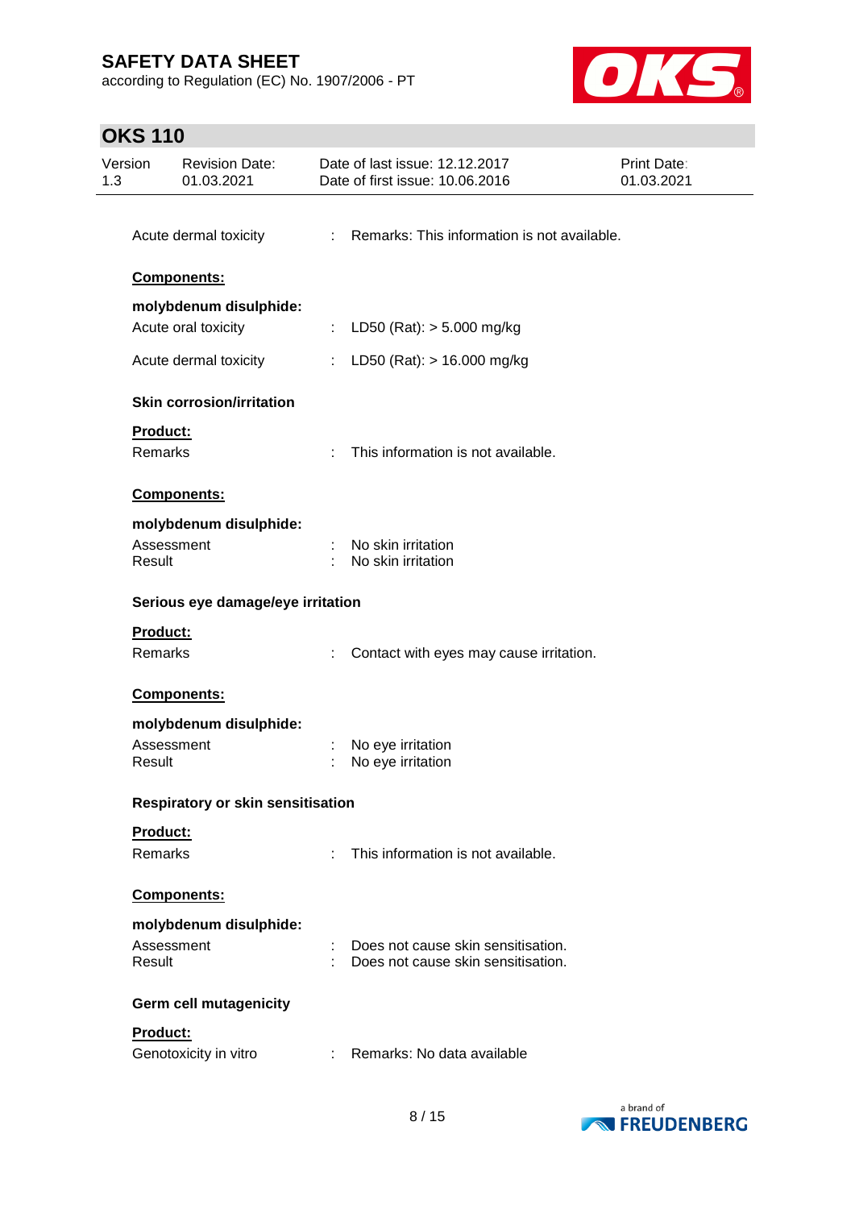Acute dermal toxicity : Remarks: This information is not available.

**Components:**

**molybdenum disulphide:**

Acute oral toxicity : LD50 (Rat): > 5.000 mg/kg

Acute dermal toxicity : LD50 (Rat): > 16.000 mg/kg

**Skin corrosion/irritation**

**Product:**

Remarks : This information is not available.

**Components:**

**molybdenum disulphide:**

Assessment : No skin irritation
Result : No skin irritation

**Serious eye damage/eye irritation**

**Product:**

Remarks : Contact with eyes may cause irritation.

**Components:**

**molybdenum disulphide:**

Assessment : No eye irritation
Result : No eye irritation

**Respiratory or skin sensitisation**

**Product:**

Remarks : This information is not available.

**Components:**

**molybdenum disulphide:**

Assessment : Does not cause skin sensitisation.
Result : Does not cause skin sensitisation.

**Germ cell mutagenicity**

**Product:**

Genotoxicity in vitro : Remarks: No data available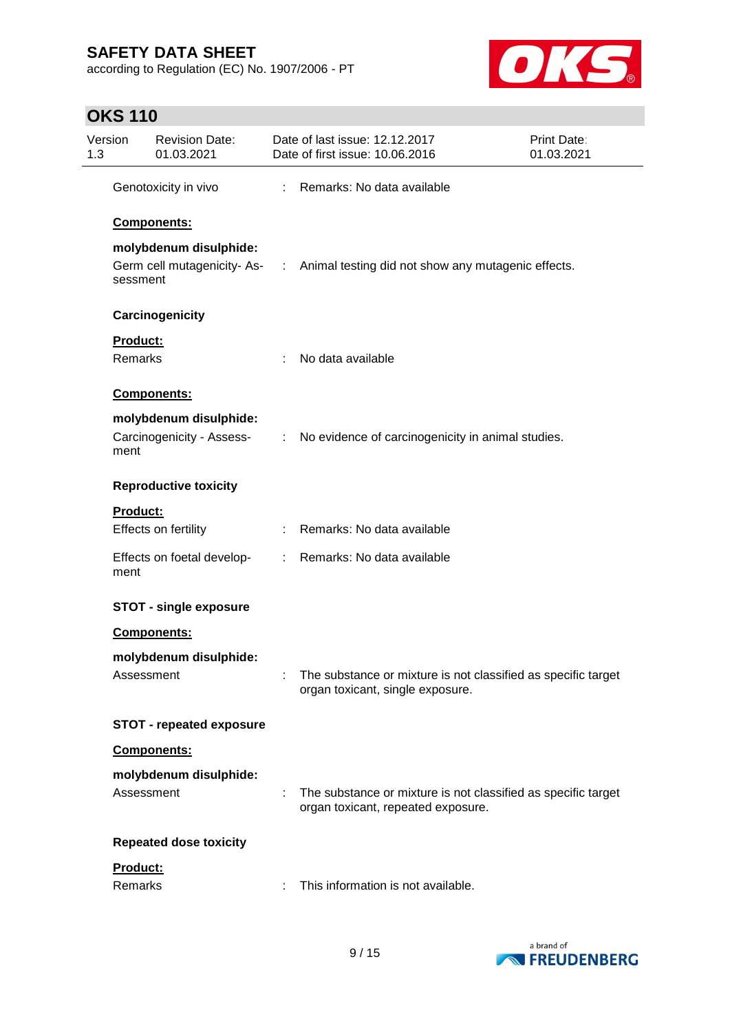Genotoxicity in vivo : Remarks: No data available

**Components:**

**molybdenum disulphide:**

Germ cell mutagenicity- Assessment : Animal testing did not show any mutagenic effects.

**Carcinogenicity**

**Product:**

Remarks : No data available

**Components:**

**molybdenum disulphide:**

Carcinogenicity - Assessment : No evidence of carcinogenicity in animal studies.

**Reproductive toxicity**

**Product:**

Effects on fertility : Remarks: No data available

Effects on foetal development : Remarks: No data available

**STOT - single exposure**

**Components:**

**molybdenum disulphide:**

Assessment : The substance or mixture is not classified as specific target organ toxicant, single exposure.

**STOT - repeated exposure**

**Components:**

**molybdenum disulphide:**

Assessment : The substance or mixture is not classified as specific target organ toxicant, repeated exposure.

**Repeated dose toxicity**

**Product:**

Remarks : This information is not available.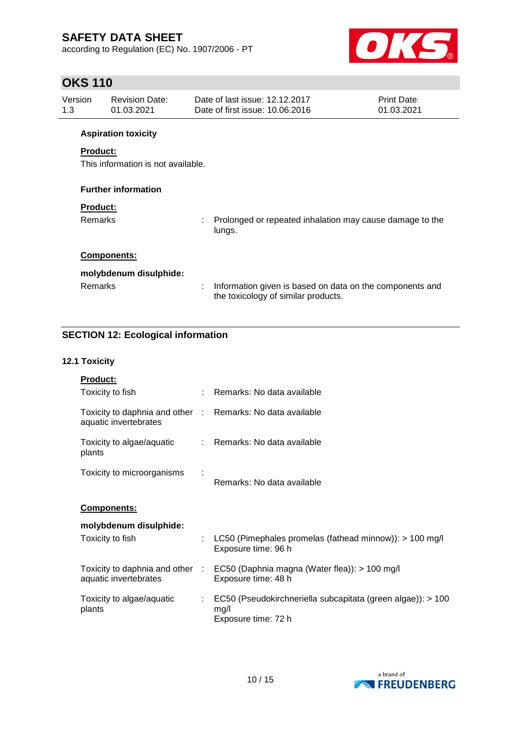**Aspiration toxicity**

**Product:**

This information is not available.

**Further information**

**Product:**

Remarks : Prolonged or repeated inhalation may cause damage to the lungs.

**Components:**

**molybdenum disulphide:**

Remarks : Information given is based on data on the components and the toxicology of similar products.

## SECTION 12: Ecological information

### 12.1 Toxicity

**Product:**

| | | |
|---|---|---|
| Toxicity to fish | : | Remarks: No data available |
| Toxicity to daphnia and other aquatic invertebrates | : | Remarks: No data available |
| Toxicity to algae/aquatic plants | : | Remarks: No data available |
| Toxicity to microorganisms | : | Remarks: No data available |

**Components:**

**molybdenum disulphide:**

| | | |
|---|---|---|
| Toxicity to fish | : | LC50 (Pimephales promelas (fathead minnow)): > 100 mg/l<br>Exposure time: 96 h |
| Toxicity to daphnia and other aquatic invertebrates | : | EC50 (Daphnia magna (Water flea)): > 100 mg/l<br>Exposure time: 48 h |
| Toxicity to algae/aquatic plants | : | EC50 (Pseudokirchneriella subcapitata (green algae)): > 100 mg/l<br>Exposure time: 72 h |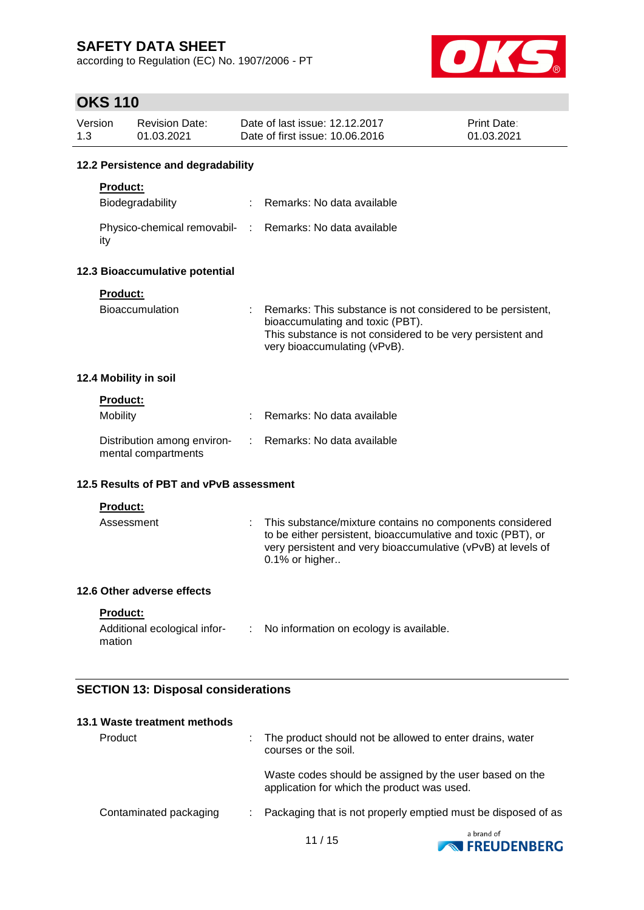### 12.2 Persistence and degradability

**Product:**

Biodegradability : Remarks: No data available

Physico-chemical removability : Remarks: No data available

### 12.3 Bioaccumulative potential

**Product:**

Bioaccumulation : Remarks: This substance is not considered to be persistent, bioaccumulating and toxic (PBT).
This substance is not considered to be very persistent and very bioaccumulating (vPvB).

### 12.4 Mobility in soil

**Product:**

Mobility : Remarks: No data available

Distribution among environmental compartments : Remarks: No data available

### 12.5 Results of PBT and vPvB assessment

**Product:**

Assessment : This substance/mixture contains no components considered to be either persistent, bioaccumulative and toxic (PBT), or very persistent and very bioaccumulative (vPvB) at levels of 0.1% or higher..

### 12.6 Other adverse effects

**Product:**

Additional ecological information : No information on ecology is available.

## SECTION 13: Disposal considerations

### 13.1 Waste treatment methods

Product : The product should not be allowed to enter drains, water courses or the soil.

Waste codes should be assigned by the user based on the application for which the product was used.

Contaminated packaging : Packaging that is not properly emptied must be disposed of as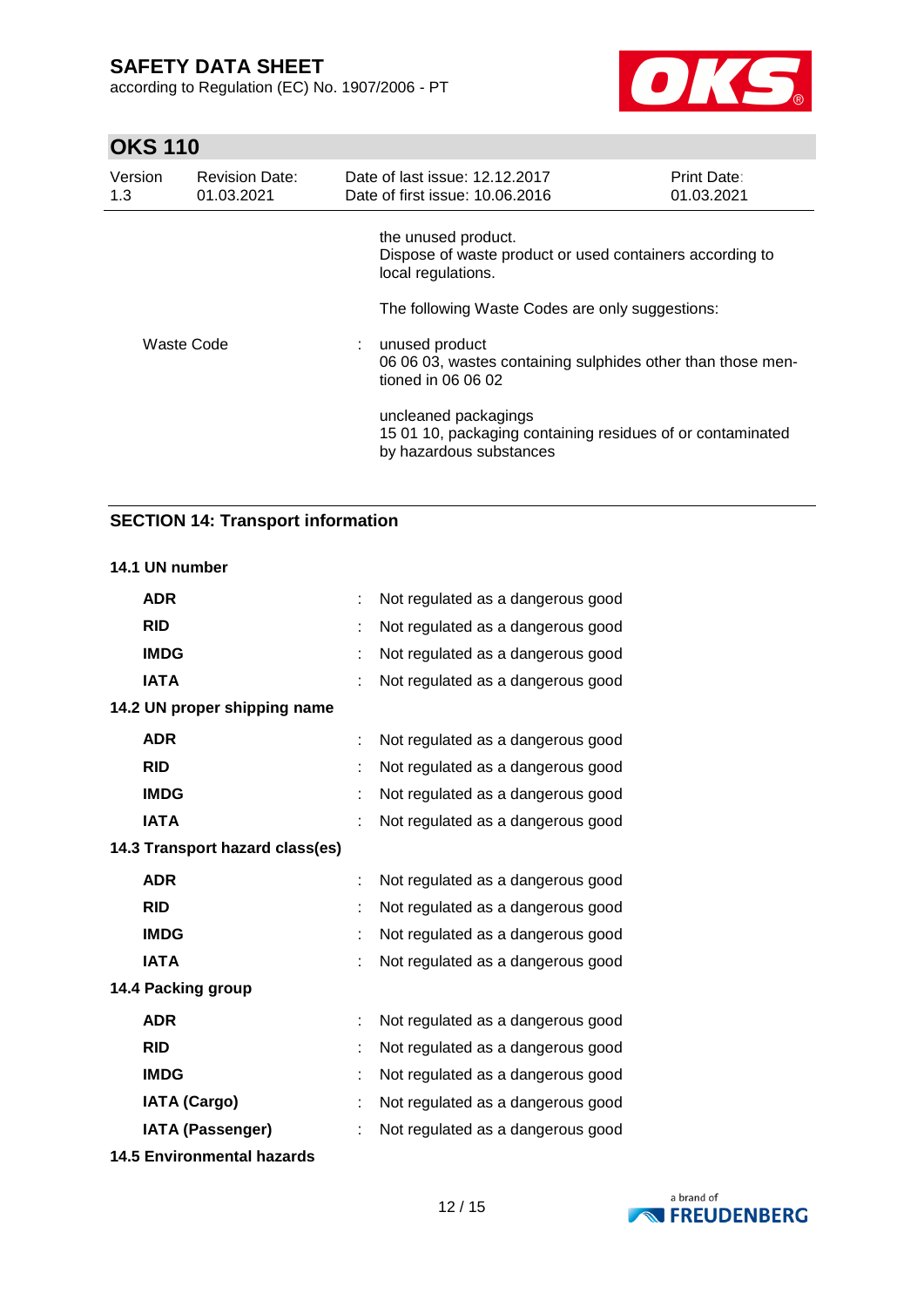the unused product.
Dispose of waste product or used containers according to local regulations.

The following Waste Codes are only suggestions:

Waste Code : unused product
06 06 03, wastes containing sulphides other than those mentioned in 06 06 02

uncleaned packagings
15 01 10, packaging containing residues of or contaminated by hazardous substances

## SECTION 14: Transport information

**14.1 UN number**

| | | |
|---|---|---|
| **ADR** | : | Not regulated as a dangerous good |
| **RID** | : | Not regulated as a dangerous good |
| **IMDG** | : | Not regulated as a dangerous good |
| **IATA** | : | Not regulated as a dangerous good |

**14.2 UN proper shipping name**

| | | |
|---|---|---|
| **ADR** | : | Not regulated as a dangerous good |
| **RID** | : | Not regulated as a dangerous good |
| **IMDG** | : | Not regulated as a dangerous good |
| **IATA** | : | Not regulated as a dangerous good |

**14.3 Transport hazard class(es)**

| | | |
|---|---|---|
| **ADR** | : | Not regulated as a dangerous good |
| **RID** | : | Not regulated as a dangerous good |
| **IMDG** | : | Not regulated as a dangerous good |
| **IATA** | : | Not regulated as a dangerous good |

**14.4 Packing group**

| | | |
|---|---|---|
| **ADR** | : | Not regulated as a dangerous good |
| **RID** | : | Not regulated as a dangerous good |
| **IMDG** | : | Not regulated as a dangerous good |
| **IATA (Cargo)** | : | Not regulated as a dangerous good |
| **IATA (Passenger)** | : | Not regulated as a dangerous good |

**14.5 Environmental hazards**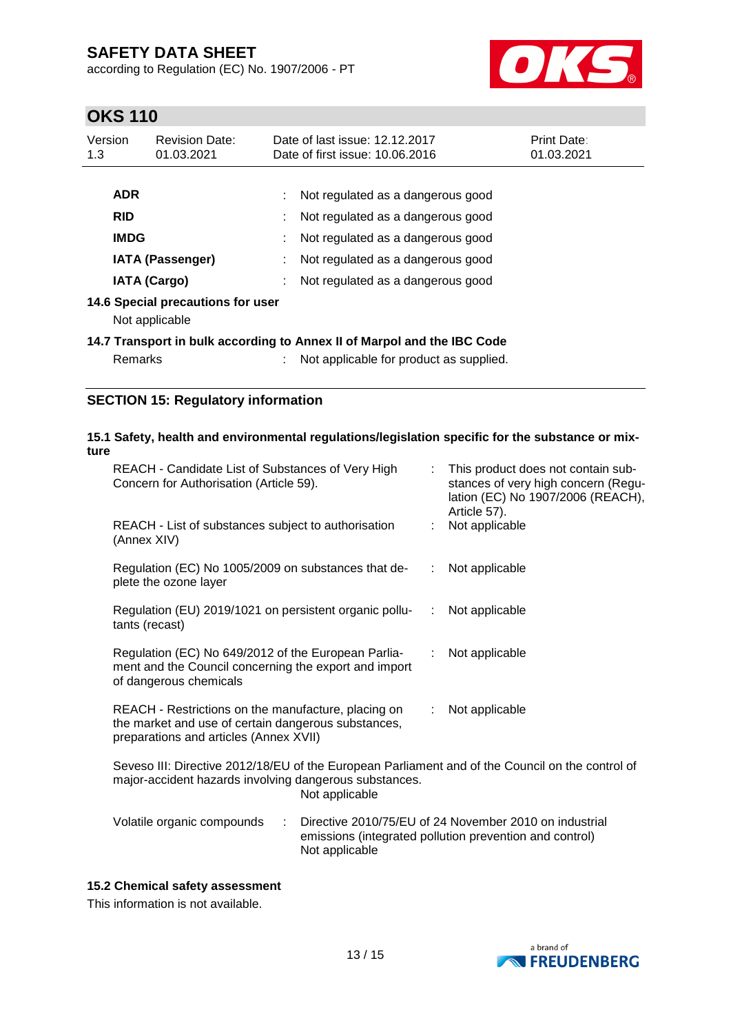| | | |
|---|---|---|
| **ADR** | : | Not regulated as a dangerous good |
| **RID** | : | Not regulated as a dangerous good |
| **IMDG** | : | Not regulated as a dangerous good |
| **IATA (Passenger)** | : | Not regulated as a dangerous good |
| **IATA (Cargo)** | : | Not regulated as a dangerous good |

**14.6 Special precautions for user**

Not applicable

**14.7 Transport in bulk according to Annex II of Marpol and the IBC Code**

Remarks : Not applicable for product as supplied.

## SECTION 15: Regulatory information

**15.1 Safety, health and environmental regulations/legislation specific for the substance or mixture**

| | | |
|---|---|---|
| REACH - Candidate List of Substances of Very High Concern for Authorisation (Article 59). | : | This product does not contain substances of very high concern (Regulation (EC) No 1907/2006 (REACH), Article 57). |
| REACH - List of substances subject to authorisation (Annex XIV) | : | Not applicable |
| Regulation (EC) No 1005/2009 on substances that deplete the ozone layer | : | Not applicable |
| Regulation (EU) 2019/1021 on persistent organic pollutants (recast) | : | Not applicable |
| Regulation (EC) No 649/2012 of the European Parliament and the Council concerning the export and import of dangerous chemicals | : | Not applicable |
| REACH - Restrictions on the manufacture, placing on the market and use of certain dangerous substances, preparations and articles (Annex XVII) | : | Not applicable |

Seveso III: Directive 2012/18/EU of the European Parliament and of the Council on the control of major-accident hazards involving dangerous substances.
Not applicable

Volatile organic compounds : Directive 2010/75/EU of 24 November 2010 on industrial emissions (integrated pollution prevention and control)
Not applicable

**15.2 Chemical safety assessment**

This information is not available.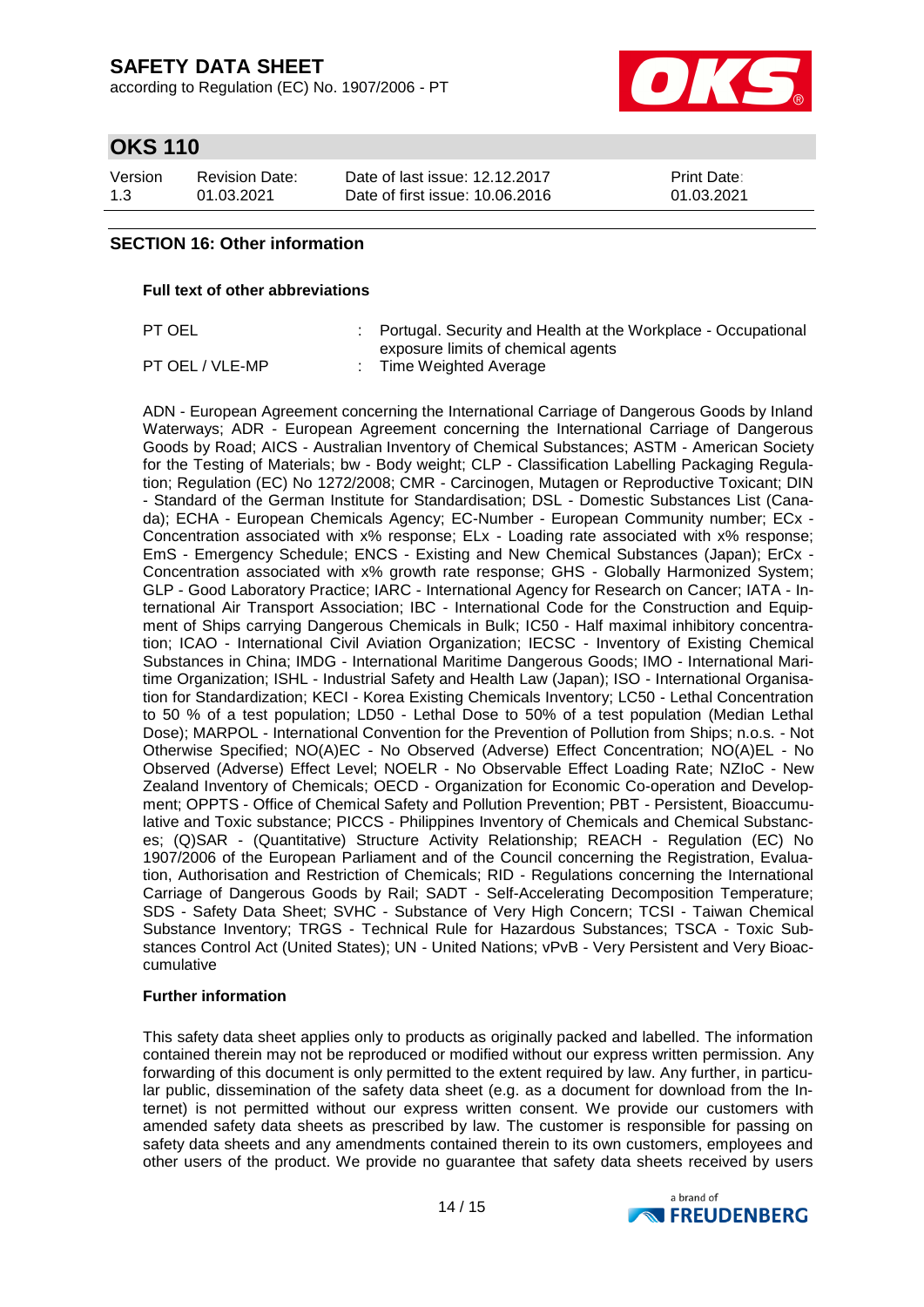## SECTION 16: Other information

**Full text of other abbreviations**

| | |
|---|---|
| PT OEL | : Portugal. Security and Health at the Workplace - Occupational exposure limits of chemical agents |
| PT OEL / VLE-MP | : Time Weighted Average |

ADN - European Agreement concerning the International Carriage of Dangerous Goods by Inland Waterways; ADR - European Agreement concerning the International Carriage of Dangerous Goods by Road; AICS - Australian Inventory of Chemical Substances; ASTM - American Society for the Testing of Materials; bw - Body weight; CLP - Classification Labelling Packaging Regulation; Regulation (EC) No 1272/2008; CMR - Carcinogen, Mutagen or Reproductive Toxicant; DIN - Standard of the German Institute for Standardisation; DSL - Domestic Substances List (Canada); ECHA - European Chemicals Agency; EC-Number - European Community number; ECx - Concentration associated with x% response; ELx - Loading rate associated with x% response; EmS - Emergency Schedule; ENCS - Existing and New Chemical Substances (Japan); ErCx - Concentration associated with x% growth rate response; GHS - Globally Harmonized System; GLP - Good Laboratory Practice; IARC - International Agency for Research on Cancer; IATA - International Air Transport Association; IBC - International Code for the Construction and Equipment of Ships carrying Dangerous Chemicals in Bulk; IC50 - Half maximal inhibitory concentration; ICAO - International Civil Aviation Organization; IECSC - Inventory of Existing Chemical Substances in China; IMDG - International Maritime Dangerous Goods; IMO - International Maritime Organization; ISHL - Industrial Safety and Health Law (Japan); ISO - International Organisation for Standardization; KECI - Korea Existing Chemicals Inventory; LC50 - Lethal Concentration to 50 % of a test population; LD50 - Lethal Dose to 50% of a test population (Median Lethal Dose); MARPOL - International Convention for the Prevention of Pollution from Ships; n.o.s. - Not Otherwise Specified; NO(A)EC - No Observed (Adverse) Effect Concentration; NO(A)EL - No Observed (Adverse) Effect Level; NOELR - No Observable Effect Loading Rate; NZIoC - New Zealand Inventory of Chemicals; OECD - Organization for Economic Co-operation and Development; OPPTS - Office of Chemical Safety and Pollution Prevention; PBT - Persistent, Bioaccumulative and Toxic substance; PICCS - Philippines Inventory of Chemicals and Chemical Substances; (Q)SAR - (Quantitative) Structure Activity Relationship; REACH - Regulation (EC) No 1907/2006 of the European Parliament and of the Council concerning the Registration, Evaluation, Authorisation and Restriction of Chemicals; RID - Regulations concerning the International Carriage of Dangerous Goods by Rail; SADT - Self-Accelerating Decomposition Temperature; SDS - Safety Data Sheet; SVHC - Substance of Very High Concern; TCSI - Taiwan Chemical Substance Inventory; TRGS - Technical Rule for Hazardous Substances; TSCA - Toxic Substances Control Act (United States); UN - United Nations; vPvB - Very Persistent and Very Bioaccumulative

**Further information**

This safety data sheet applies only to products as originally packed and labelled. The information contained therein may not be reproduced or modified without our express written permission. Any forwarding of this document is only permitted to the extent required by law. Any further, in particular public, dissemination of the safety data sheet (e.g. as a document for download from the Internet) is not permitted without our express written consent. We provide our customers with amended safety data sheets as prescribed by law. The customer is responsible for passing on safety data sheets and any amendments contained therein to its own customers, employees and other users of the product. We provide no guarantee that safety data sheets received by users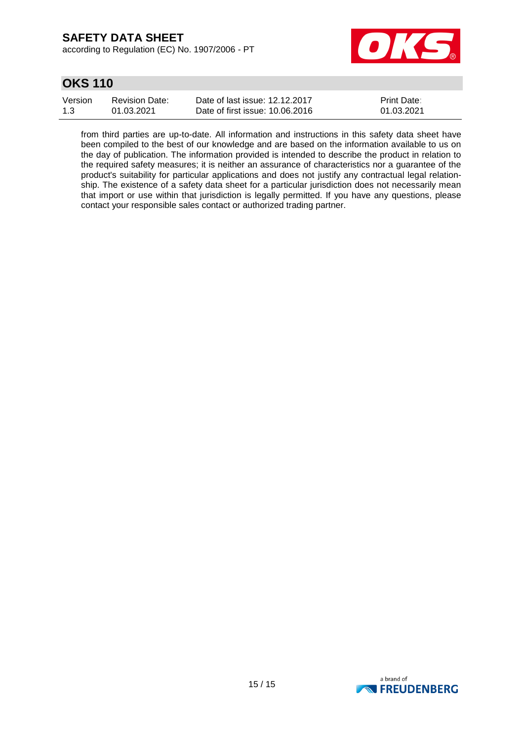from third parties are up-to-date. All information and instructions in this safety data sheet have been compiled to the best of our knowledge and are based on the information available to us on the day of publication. The information provided is intended to describe the product in relation to the required safety measures; it is neither an assurance of characteristics nor a guarantee of the product's suitability for particular applications and does not justify any contractual legal relationship. The existence of a safety data sheet for a particular jurisdiction does not necessarily mean that import or use within that jurisdiction is legally permitted. If you have any questions, please contact your responsible sales contact or authorized trading partner.